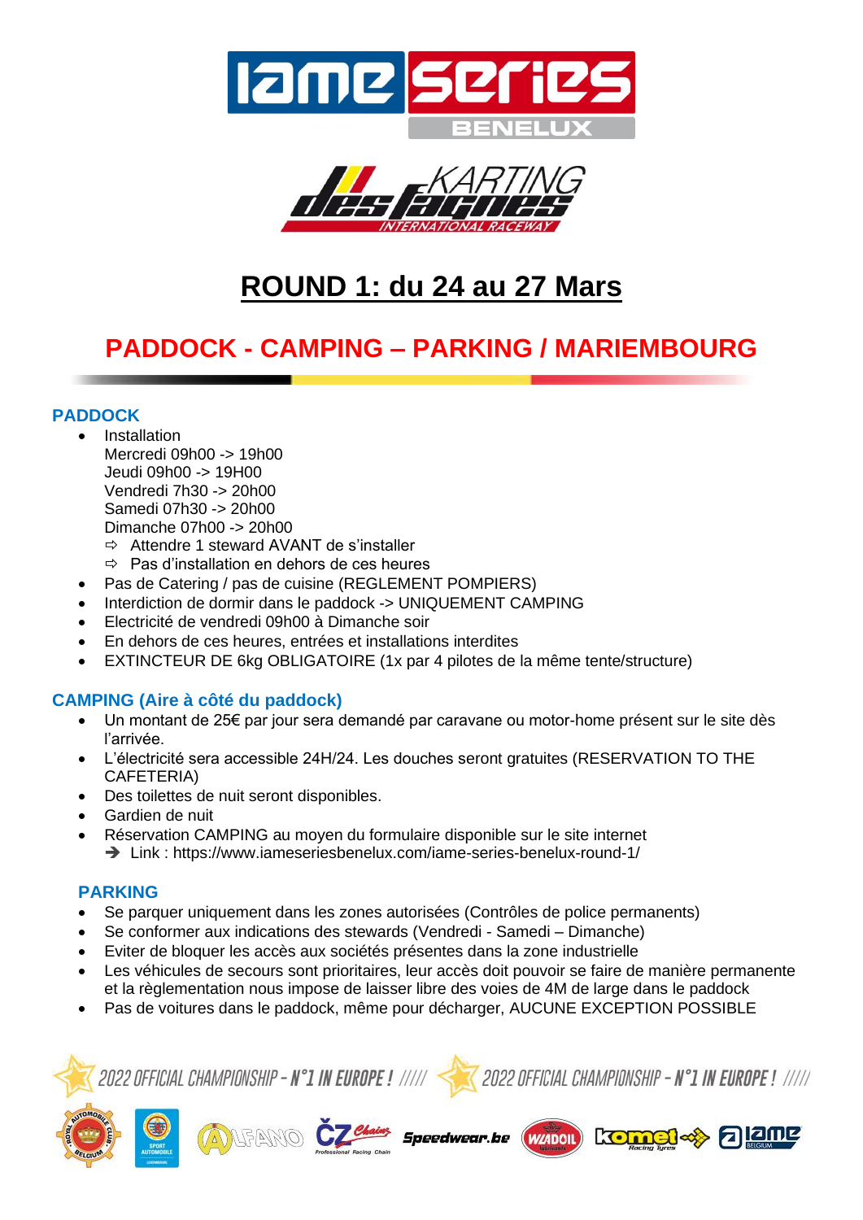# ROUND 1: du 24 au 27 Mars

## PADDOCK - CAMPING – PARKING / MARIEMBOURG

### PADDOCK

- Installation
  Mercredi 09h00 -> 19h00
  Jeudi 09h00 -> 19H00
  Vendredi 7h30 -> 20h00
  Samedi 07h30 -> 20h00
  Dimanche 07h00 -> 20h00
  - ⇨ Attendre 1 steward AVANT de s'installer
  - ⇨ Pas d'installation en dehors de ces heures
- Pas de Catering / pas de cuisine (REGLEMENT POMPIERS)
- Interdiction de dormir dans le paddock -> UNIQUEMENT CAMPING
- Electricité de vendredi 09h00 à Dimanche soir
- En dehors de ces heures, entrées et installations interdites
- EXTINCTEUR DE 6kg OBLIGATOIRE (1x par 4 pilotes de la même tente/structure)

### CAMPING (Aire à côté du paddock)

- Un montant de 25€ par jour sera demandé par caravane ou motor-home présent sur le site dès l'arrivée.
- L'électricité sera accessible 24H/24. Les douches seront gratuites (RESERVATION TO THE CAFETERIA)
- Des toilettes de nuit seront disponibles.
- Gardien de nuit
- Réservation CAMPING au moyen du formulaire disponible sur le site internet
  - ➔ Link : https://www.iameseriesbenelux.com/iame-series-benelux-round-1/

### PARKING

- Se parquer uniquement dans les zones autorisées (Contrôles de police permanents)
- Se conformer aux indications des stewards (Vendredi - Samedi – Dimanche)
- Eviter de bloquer les accès aux sociétés présentes dans la zone industrielle
- Les véhicules de secours sont prioritaires, leur accès doit pouvoir se faire de manière permanente et la règlementation nous impose de laisser libre des voies de 4M de large dans le paddock
- Pas de voitures dans le paddock, même pour décharger, AUCUNE EXCEPTION POSSIBLE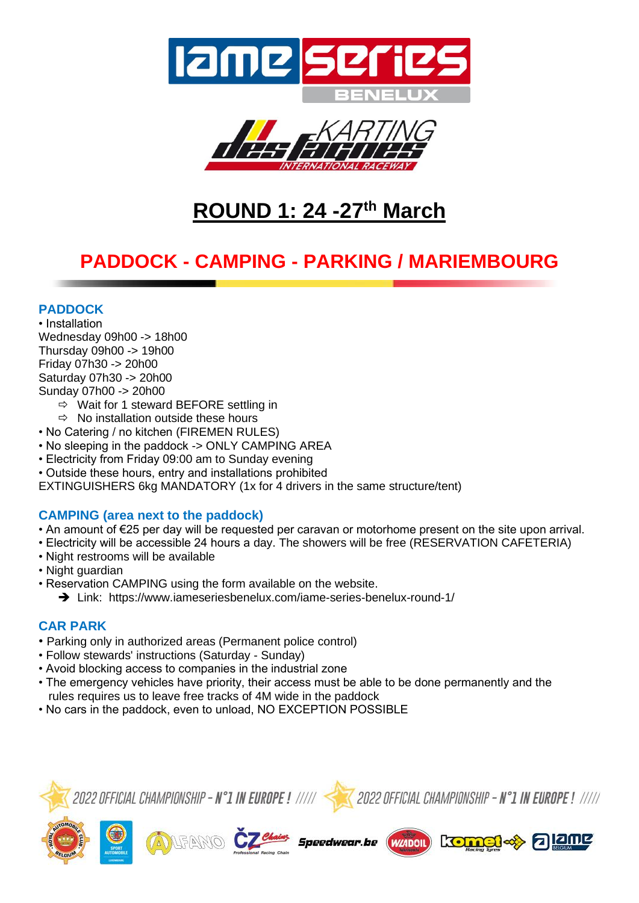# ROUND 1: 24 -27th March

## PADDOCK - CAMPING - PARKING / MARIEMBOURG

### PADDOCK

- Installation

Wednesday 09h00 -> 18h00
Thursday 09h00 -> 19h00
Friday 07h30 -> 20h00
Saturday 07h30 -> 20h00
Sunday 07h00 -> 20h00

  - ⇨ Wait for 1 steward BEFORE settling in
  - ⇨ No installation outside these hours
- No Catering / no kitchen (FIREMEN RULES)
- No sleeping in the paddock -> ONLY CAMPING AREA
- Electricity from Friday 09:00 am to Sunday evening
- Outside these hours, entry and installations prohibited

EXTINGUISHERS 6kg MANDATORY (1x for 4 drivers in the same structure/tent)

### CAMPING (area next to the paddock)

- An amount of €25 per day will be requested per caravan or motorhome present on the site upon arrival.
- Electricity will be accessible 24 hours a day. The showers will be free (RESERVATION CAFETERIA)
- Night restrooms will be available
- Night guardian
- Reservation CAMPING using the form available on the website.
  - ➔ Link: https://www.iameseriesbenelux.com/iame-series-benelux-round-1/

### CAR PARK

- Parking only in authorized areas (Permanent police control)
- Follow stewards' instructions (Saturday - Sunday)
- Avoid blocking access to companies in the industrial zone
- The emergency vehicles have priority, their access must be able to be done permanently and the rules requires us to leave free tracks of 4M wide in the paddock
- No cars in the paddock, even to unload, NO EXCEPTION POSSIBLE

2022 OFFICIAL CHAMPIONSHIP – N°1 IN EUROPE ! ///// 2022 OFFICIAL CHAMPIONSHIP – N°1 IN EUROPE ! /////